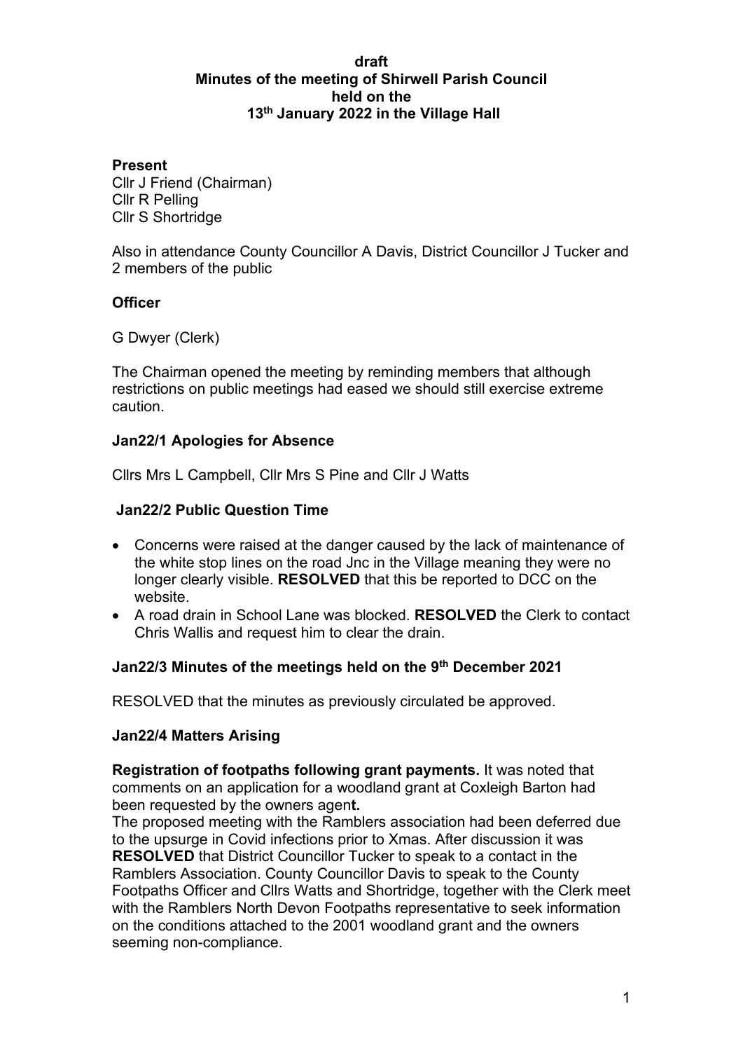**draft**
**Minutes of the meeting of Shirwell Parish Council held on the 13th January 2022 in the Village Hall**

**Present**
Cllr J Friend (Chairman)
Cllr R Pelling
Cllr S Shortridge

Also in attendance County Councillor A Davis, District Councillor J Tucker and 2 members of the public

**Officer**

G Dwyer (Clerk)

The Chairman opened the meeting by reminding members that although restrictions on public meetings had eased we should still exercise extreme caution.

**Jan22/1 Apologies for Absence**

Cllrs Mrs L Campbell, Cllr Mrs S Pine and Cllr J Watts

**Jan22/2 Public Question Time**

- Concerns were raised at the danger caused by the lack of maintenance of the white stop lines on the road Jnc in the Village meaning they were no longer clearly visible. **RESOLVED** that this be reported to DCC on the website.
- A road drain in School Lane was blocked. **RESOLVED** the Clerk to contact Chris Wallis and request him to clear the drain.

**Jan22/3 Minutes of the meetings held on the 9th December 2021**

RESOLVED that the minutes as previously circulated be approved.

**Jan22/4 Matters Arising**

**Registration of footpaths following grant payments.** It was noted that comments on an application for a woodland grant at Coxleigh Barton had been requested by the owners agen**t.**
The proposed meeting with the Ramblers association had been deferred due to the upsurge in Covid infections prior to Xmas. After discussion it was **RESOLVED** that District Councillor Tucker to speak to a contact in the Ramblers Association. County Councillor Davis to speak to the County Footpaths Officer and Cllrs Watts and Shortridge, together with the Clerk meet with the Ramblers North Devon Footpaths representative to seek information on the conditions attached to the 2001 woodland grant and the owners seeming non-compliance.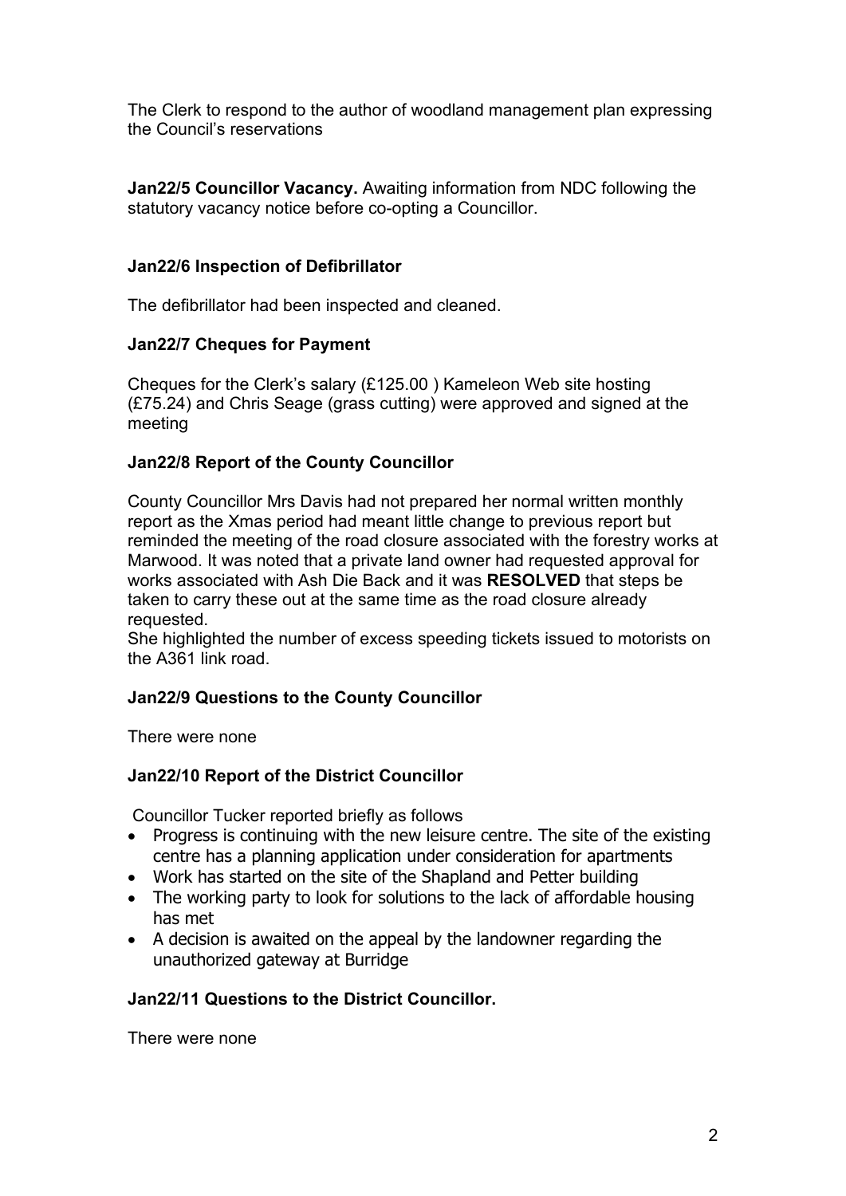The Clerk to respond to the author of woodland management plan expressing the Council's reservations

**Jan22/5 Councillor Vacancy.** Awaiting information from NDC following the statutory vacancy notice before co-opting a Councillor.

**Jan22/6 Inspection of Defibrillator**

The defibrillator had been inspected and cleaned.

**Jan22/7 Cheques for Payment**

Cheques for the Clerk's salary (£125.00 ) Kameleon Web site hosting (£75.24) and Chris Seage (grass cutting) were approved and signed at the meeting

**Jan22/8 Report of the County Councillor**

County Councillor Mrs Davis had not prepared her normal written monthly report as the Xmas period had meant little change to previous report but reminded the meeting of the road closure associated with the forestry works at Marwood. It was noted that a private land owner had requested approval for works associated with Ash Die Back and it was **RESOLVED** that steps be taken to carry these out at the same time as the road closure already requested.
She highlighted the number of excess speeding tickets issued to motorists on the A361 link road.

**Jan22/9 Questions to the County Councillor**

There were none

**Jan22/10 Report of the District Councillor**

Councillor Tucker reported briefly as follows

- Progress is continuing with the new leisure centre. The site of the existing centre has a planning application under consideration for apartments
- Work has started on the site of the Shapland and Petter building
- The working party to look for solutions to the lack of affordable housing has met
- A decision is awaited on the appeal by the landowner regarding the unauthorized gateway at Burridge

**Jan22/11 Questions to the District Councillor.**

There were none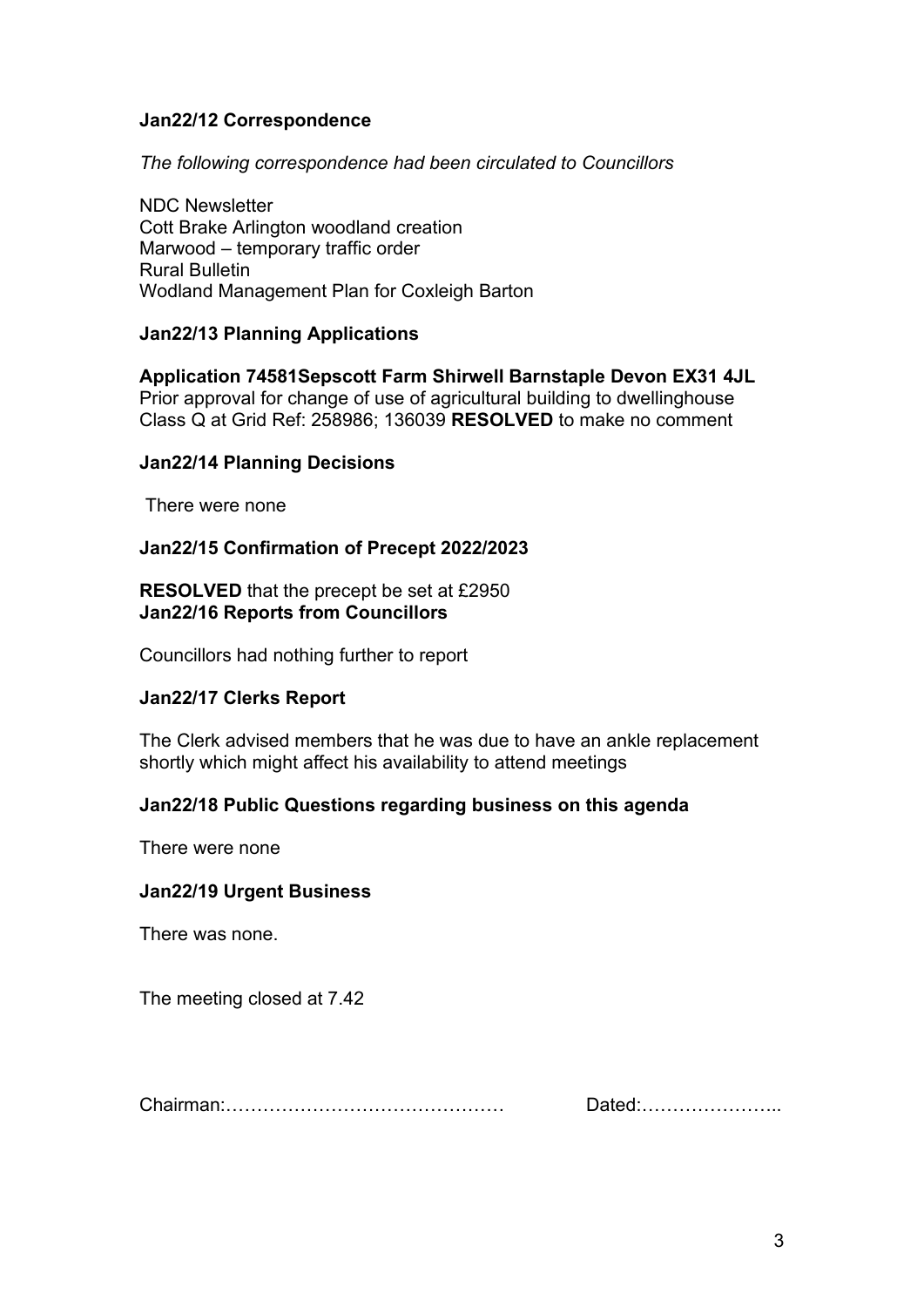**Jan22/12 Correspondence**

*The following correspondence had been circulated to Councillors*

NDC Newsletter
Cott Brake Arlington woodland creation
Marwood – temporary traffic order
Rural Bulletin
Wodland Management Plan for Coxleigh Barton

**Jan22/13 Planning Applications**

**Application 74581Sepscott Farm Shirwell Barnstaple Devon EX31 4JL**
Prior approval for change of use of agricultural building to dwellinghouse Class Q at Grid Ref: 258986; 136039 **RESOLVED** to make no comment

**Jan22/14 Planning Decisions**

There were none

**Jan22/15 Confirmation of Precept 2022/2023**

**RESOLVED** that the precept be set at £2950

**Jan22/16 Reports from Councillors**

Councillors had nothing further to report

**Jan22/17 Clerks Report**

The Clerk advised members that he was due to have an ankle replacement shortly which might affect his availability to attend meetings

**Jan22/18 Public Questions regarding business on this agenda**

There were none

**Jan22/19 Urgent Business**

There was none.

The meeting closed at 7.42

Chairman:……………………………………… Dated:…………………..